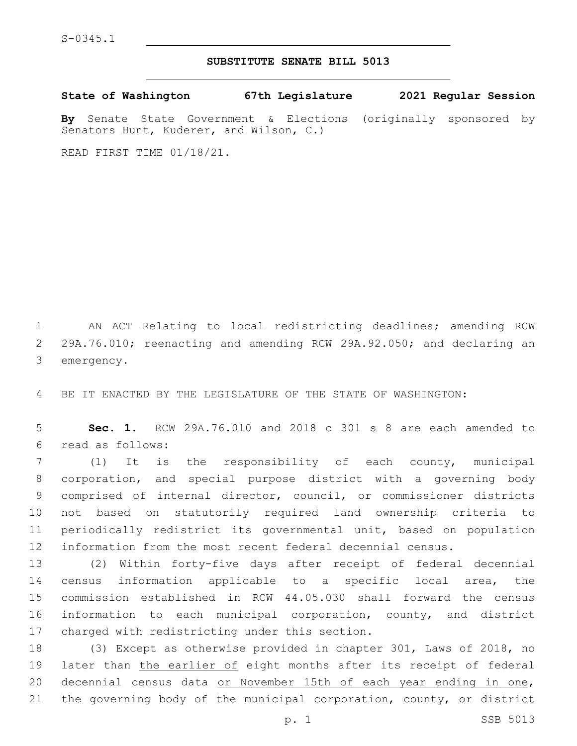S-0345.1

**SUBSTITUTE SENATE BILL 5013**

**State of Washington 67th Legislature 2021 Regular Session**

**By** Senate State Government & Elections (originally sponsored by Senators Hunt, Kuderer, and Wilson, C.)

READ FIRST TIME 01/18/21.

1 AN ACT Relating to local redistricting deadlines; amending RCW
2 29A.76.010; reenacting and amending RCW 29A.92.050; and declaring an
3 emergency.

4 BE IT ENACTED BY THE LEGISLATURE OF THE STATE OF WASHINGTON:

5 **Sec. 1.** RCW 29A.76.010 and 2018 c 301 s 8 are each amended to
6 read as follows:

7 (1) It is the responsibility of each county, municipal
8 corporation, and special purpose district with a governing body
9 comprised of internal director, council, or commissioner districts
10 not based on statutorily required land ownership criteria to
11 periodically redistrict its governmental unit, based on population
12 information from the most recent federal decennial census.

13 (2) Within forty-five days after receipt of federal decennial
14 census information applicable to a specific local area, the
15 commission established in RCW 44.05.030 shall forward the census
16 information to each municipal corporation, county, and district
17 charged with redistricting under this section.

18 (3) Except as otherwise provided in chapter 301, Laws of 2018, no
19 later than <u>the earlier of</u> eight months after its receipt of federal
20 decennial census data <u>or November 15th of each year ending in one</u>,
21 the governing body of the municipal corporation, county, or district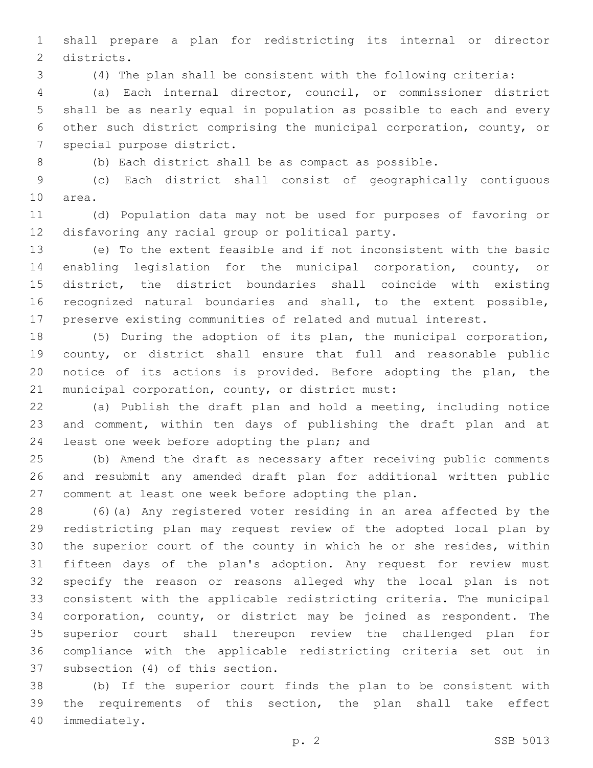shall prepare a plan for redistricting its internal or director districts.

(4) The plan shall be consistent with the following criteria:

(a) Each internal director, council, or commissioner district shall be as nearly equal in population as possible to each and every other such district comprising the municipal corporation, county, or special purpose district.

(b) Each district shall be as compact as possible.

(c) Each district shall consist of geographically contiguous area.

(d) Population data may not be used for purposes of favoring or disfavoring any racial group or political party.

(e) To the extent feasible and if not inconsistent with the basic enabling legislation for the municipal corporation, county, or district, the district boundaries shall coincide with existing recognized natural boundaries and shall, to the extent possible, preserve existing communities of related and mutual interest.

(5) During the adoption of its plan, the municipal corporation, county, or district shall ensure that full and reasonable public notice of its actions is provided. Before adopting the plan, the municipal corporation, county, or district must:

(a) Publish the draft plan and hold a meeting, including notice and comment, within ten days of publishing the draft plan and at least one week before adopting the plan; and

(b) Amend the draft as necessary after receiving public comments and resubmit any amended draft plan for additional written public comment at least one week before adopting the plan.

(6)(a) Any registered voter residing in an area affected by the redistricting plan may request review of the adopted local plan by the superior court of the county in which he or she resides, within fifteen days of the plan's adoption. Any request for review must specify the reason or reasons alleged why the local plan is not consistent with the applicable redistricting criteria. The municipal corporation, county, or district may be joined as respondent. The superior court shall thereupon review the challenged plan for compliance with the applicable redistricting criteria set out in subsection (4) of this section.

(b) If the superior court finds the plan to be consistent with the requirements of this section, the plan shall take effect immediately.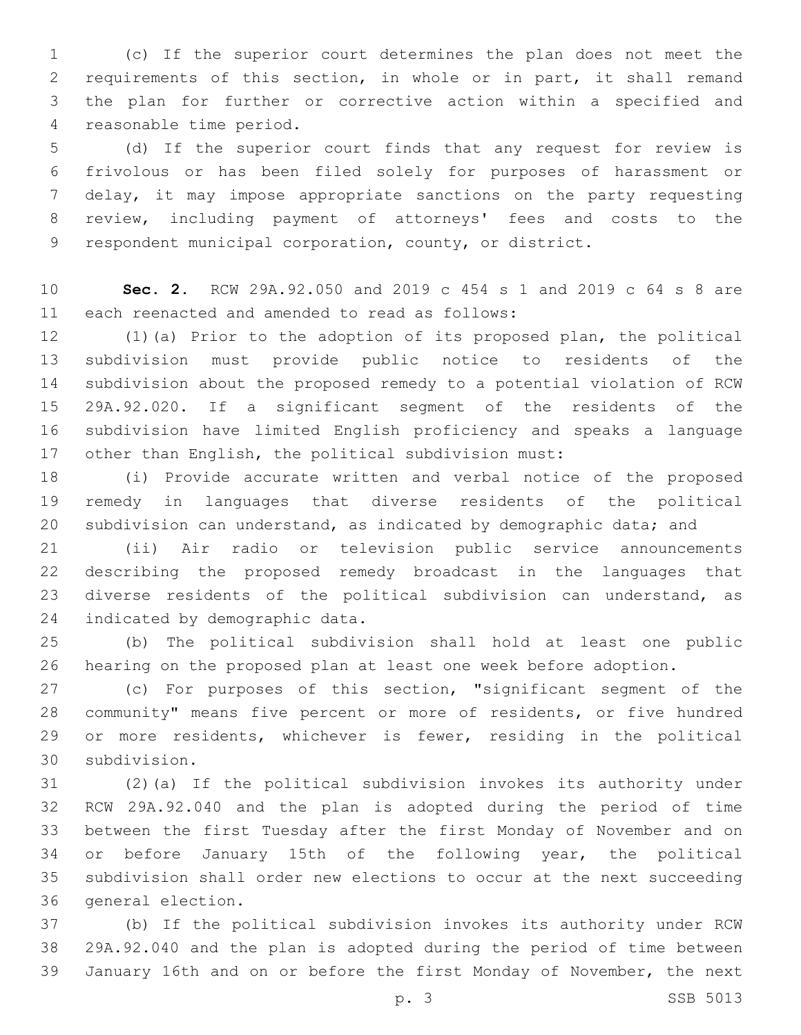(c) If the superior court determines the plan does not meet the requirements of this section, in whole or in part, it shall remand the plan for further or corrective action within a specified and reasonable time period.

(d) If the superior court finds that any request for review is frivolous or has been filed solely for purposes of harassment or delay, it may impose appropriate sanctions on the party requesting review, including payment of attorneys' fees and costs to the respondent municipal corporation, county, or district.

**Sec. 2.** RCW 29A.92.050 and 2019 c 454 s 1 and 2019 c 64 s 8 are each reenacted and amended to read as follows:

(1)(a) Prior to the adoption of its proposed plan, the political subdivision must provide public notice to residents of the subdivision about the proposed remedy to a potential violation of RCW 29A.92.020. If a significant segment of the residents of the subdivision have limited English proficiency and speaks a language other than English, the political subdivision must:

(i) Provide accurate written and verbal notice of the proposed remedy in languages that diverse residents of the political subdivision can understand, as indicated by demographic data; and

(ii) Air radio or television public service announcements describing the proposed remedy broadcast in the languages that diverse residents of the political subdivision can understand, as indicated by demographic data.

(b) The political subdivision shall hold at least one public hearing on the proposed plan at least one week before adoption.

(c) For purposes of this section, "significant segment of the community" means five percent or more of residents, or five hundred or more residents, whichever is fewer, residing in the political subdivision.

(2)(a) If the political subdivision invokes its authority under RCW 29A.92.040 and the plan is adopted during the period of time between the first Tuesday after the first Monday of November and on or before January 15th of the following year, the political subdivision shall order new elections to occur at the next succeeding general election.

(b) If the political subdivision invokes its authority under RCW 29A.92.040 and the plan is adopted during the period of time between January 16th and on or before the first Monday of November, the next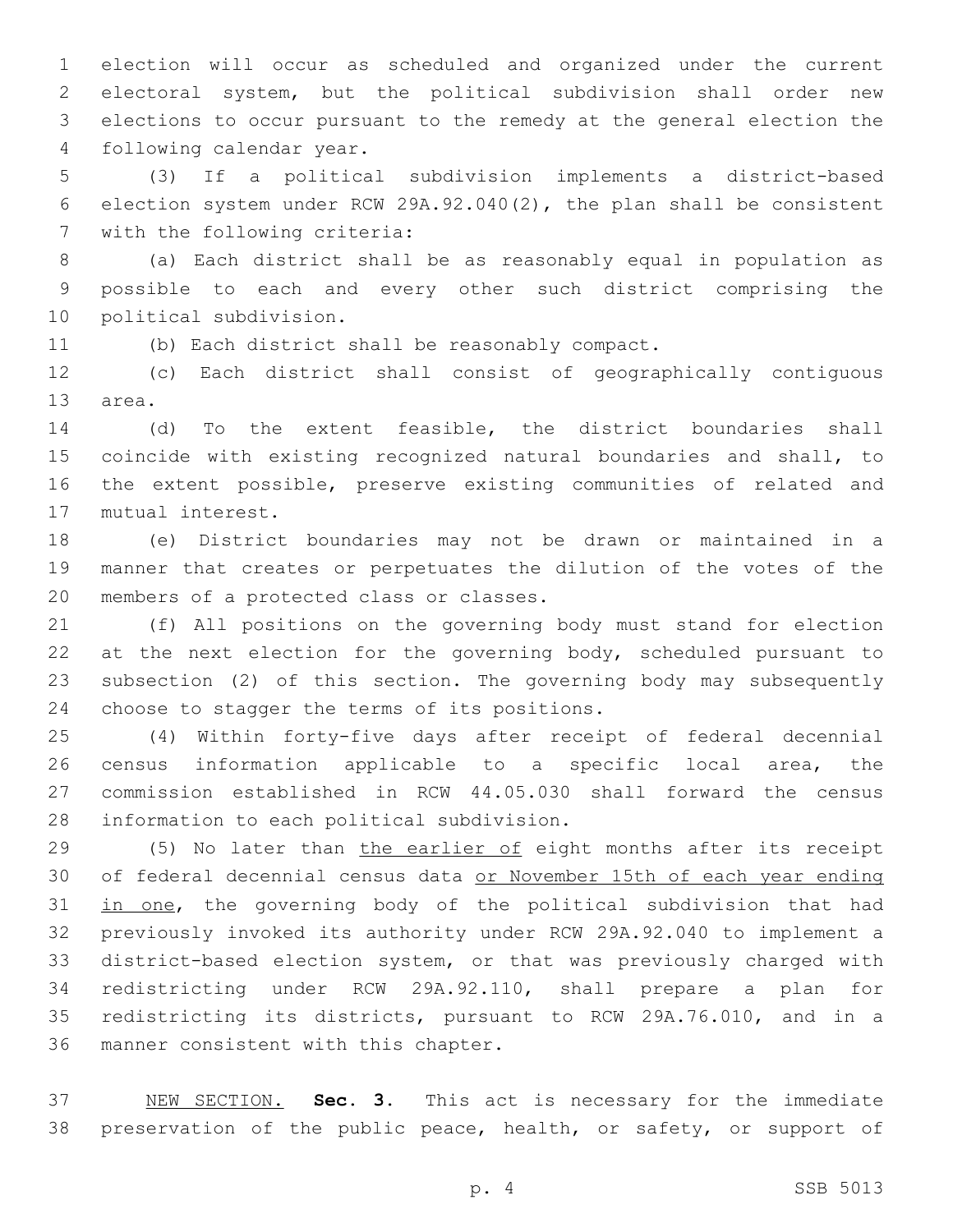election will occur as scheduled and organized under the current electoral system, but the political subdivision shall order new elections to occur pursuant to the remedy at the general election the following calendar year.

(3) If a political subdivision implements a district-based election system under RCW 29A.92.040(2), the plan shall be consistent with the following criteria:

(a) Each district shall be as reasonably equal in population as possible to each and every other such district comprising the political subdivision.

(b) Each district shall be reasonably compact.

(c) Each district shall consist of geographically contiguous area.

(d) To the extent feasible, the district boundaries shall coincide with existing recognized natural boundaries and shall, to the extent possible, preserve existing communities of related and mutual interest.

(e) District boundaries may not be drawn or maintained in a manner that creates or perpetuates the dilution of the votes of the members of a protected class or classes.

(f) All positions on the governing body must stand for election at the next election for the governing body, scheduled pursuant to subsection (2) of this section. The governing body may subsequently choose to stagger the terms of its positions.

(4) Within forty-five days after receipt of federal decennial census information applicable to a specific local area, the commission established in RCW 44.05.030 shall forward the census information to each political subdivision.

(5) No later than <u>the earlier of</u> eight months after its receipt of federal decennial census data <u>or November 15th of each year ending in one</u>, the governing body of the political subdivision that had previously invoked its authority under RCW 29A.92.040 to implement a district-based election system, or that was previously charged with redistricting under RCW 29A.92.110, shall prepare a plan for redistricting its districts, pursuant to RCW 29A.76.010, and in a manner consistent with this chapter.

<u>NEW SECTION.</u> **Sec. 3.** This act is necessary for the immediate preservation of the public peace, health, or safety, or support of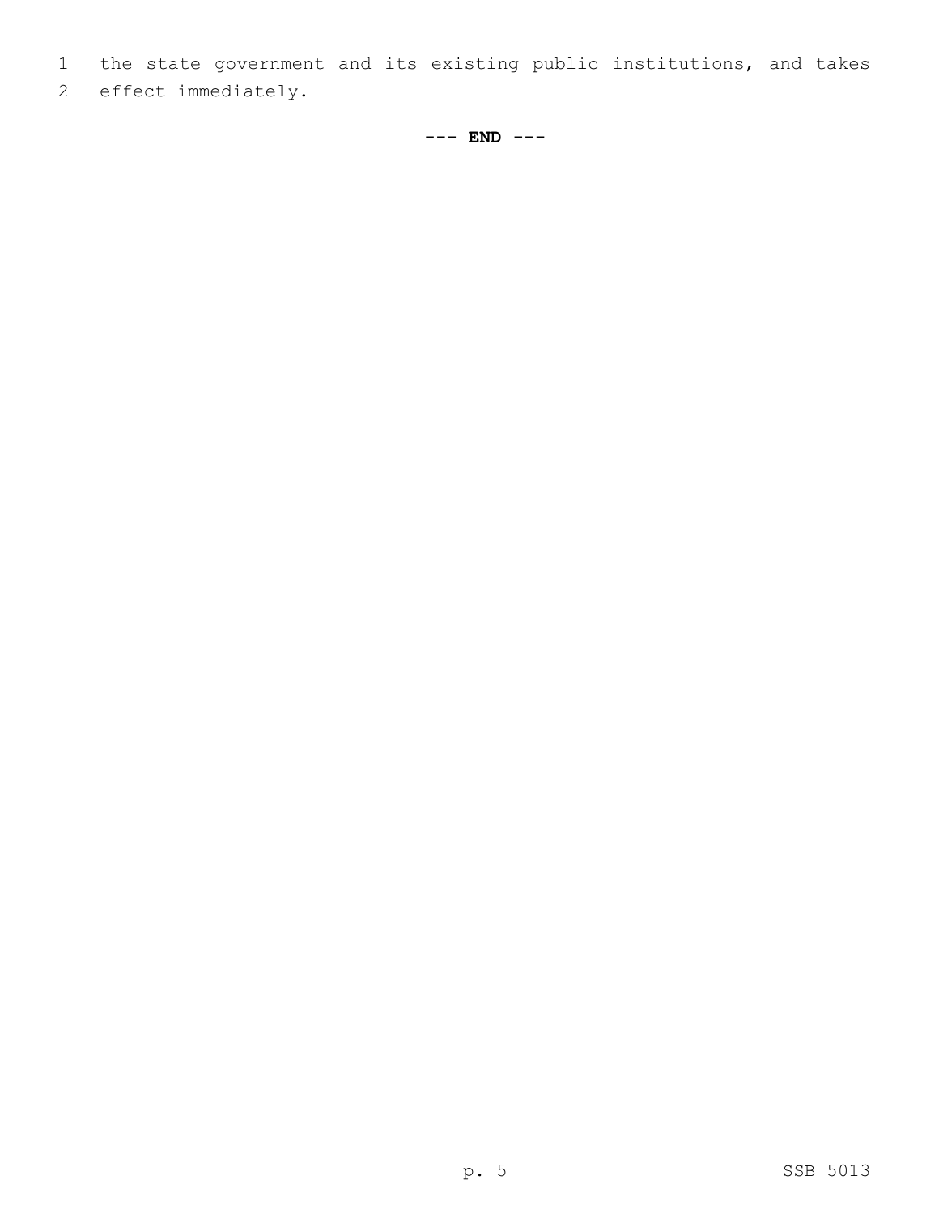the state government and its existing public institutions, and takes effect immediately.

**--- END ---**